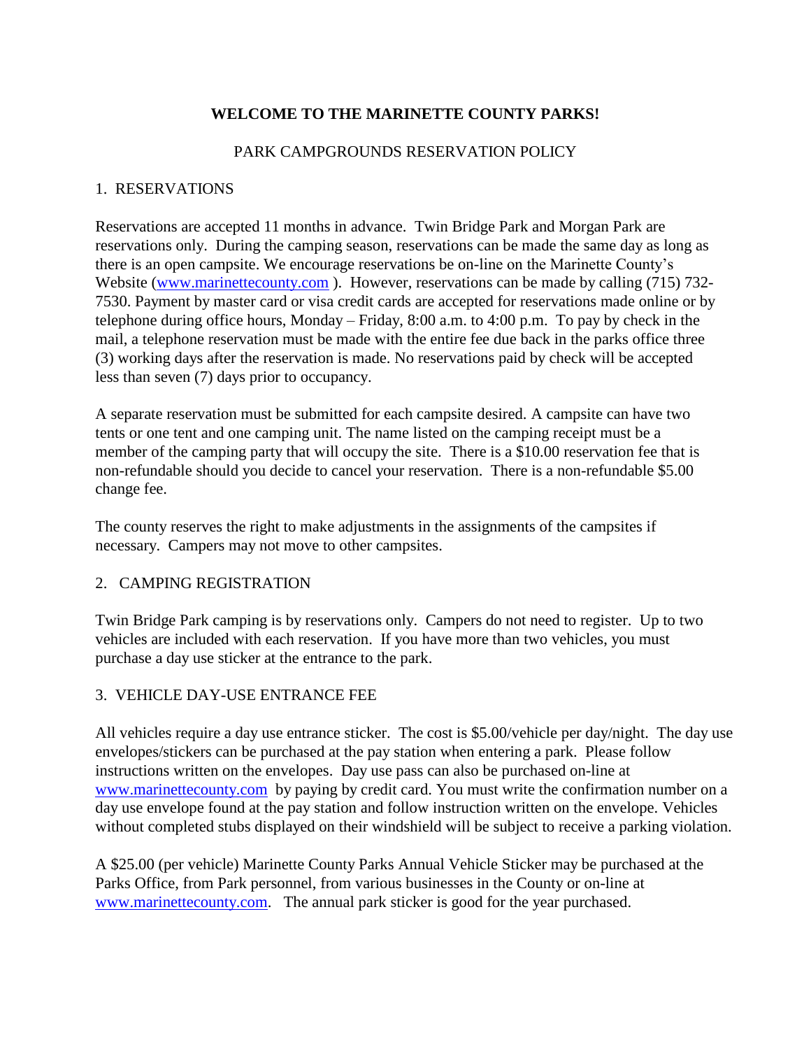# WELCOME TO THE MARINETTE COUNTY PARKS!

## PARK CAMPGROUNDS RESERVATION POLICY

### 1. RESERVATIONS

Reservations are accepted 11 months in advance. Twin Bridge Park and Morgan Park are reservations only. During the camping season, reservations can be made the same day as long as there is an open campsite. We encourage reservations be on-line on the Marinette County's Website (www.marinettecounty.com ). However, reservations can be made by calling (715) 732-7530. Payment by master card or visa credit cards are accepted for reservations made online or by telephone during office hours, Monday – Friday, 8:00 a.m. to 4:00 p.m. To pay by check in the mail, a telephone reservation must be made with the entire fee due back in the parks office three (3) working days after the reservation is made. No reservations paid by check will be accepted less than seven (7) days prior to occupancy.

A separate reservation must be submitted for each campsite desired. A campsite can have two tents or one tent and one camping unit. The name listed on the camping receipt must be a member of the camping party that will occupy the site. There is a $10.00 reservation fee that is non-refundable should you decide to cancel your reservation. There is a non-refundable $5.00 change fee.

The county reserves the right to make adjustments in the assignments of the campsites if necessary. Campers may not move to other campsites.

### 2. CAMPING REGISTRATION

Twin Bridge Park camping is by reservations only. Campers do not need to register. Up to two vehicles are included with each reservation. If you have more than two vehicles, you must purchase a day use sticker at the entrance to the park.

### 3. VEHICLE DAY-USE ENTRANCE FEE

All vehicles require a day use entrance sticker. The cost is $5.00/vehicle per day/night. The day use envelopes/stickers can be purchased at the pay station when entering a park. Please follow instructions written on the envelopes. Day use pass can also be purchased on-line at www.marinettecounty.com by paying by credit card. You must write the confirmation number on a day use envelope found at the pay station and follow instruction written on the envelope. Vehicles without completed stubs displayed on their windshield will be subject to receive a parking violation.

A $25.00 (per vehicle) Marinette County Parks Annual Vehicle Sticker may be purchased at the Parks Office, from Park personnel, from various businesses in the County or on-line at www.marinettecounty.com. The annual park sticker is good for the year purchased.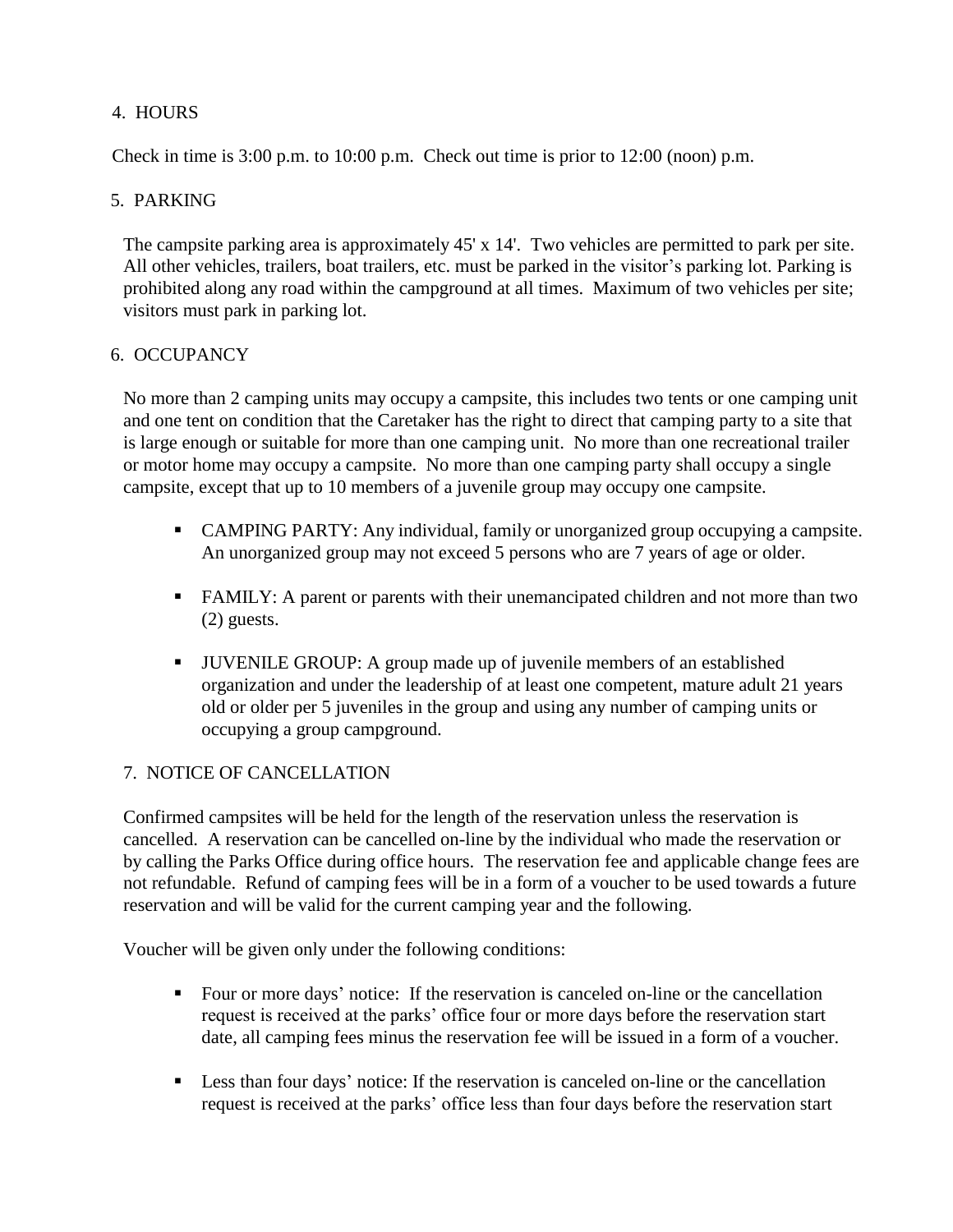## 4. HOURS

Check in time is 3:00 p.m. to 10:00 p.m. Check out time is prior to 12:00 (noon) p.m.

## 5. PARKING

The campsite parking area is approximately 45' x 14'. Two vehicles are permitted to park per site. All other vehicles, trailers, boat trailers, etc. must be parked in the visitor's parking lot. Parking is prohibited along any road within the campground at all times. Maximum of two vehicles per site; visitors must park in parking lot.

## 6. OCCUPANCY

No more than 2 camping units may occupy a campsite, this includes two tents or one camping unit and one tent on condition that the Caretaker has the right to direct that camping party to a site that is large enough or suitable for more than one camping unit. No more than one recreational trailer or motor home may occupy a campsite. No more than one camping party shall occupy a single campsite, except that up to 10 members of a juvenile group may occupy one campsite.

- CAMPING PARTY: Any individual, family or unorganized group occupying a campsite. An unorganized group may not exceed 5 persons who are 7 years of age or older.
- FAMILY: A parent or parents with their unemancipated children and not more than two (2) guests.
- JUVENILE GROUP: A group made up of juvenile members of an established organization and under the leadership of at least one competent, mature adult 21 years old or older per 5 juveniles in the group and using any number of camping units or occupying a group campground.

## 7. NOTICE OF CANCELLATION

Confirmed campsites will be held for the length of the reservation unless the reservation is cancelled. A reservation can be cancelled on-line by the individual who made the reservation or by calling the Parks Office during office hours. The reservation fee and applicable change fees are not refundable. Refund of camping fees will be in a form of a voucher to be used towards a future reservation and will be valid for the current camping year and the following.

Voucher will be given only under the following conditions:

- Four or more days' notice: If the reservation is canceled on-line or the cancellation request is received at the parks' office four or more days before the reservation start date, all camping fees minus the reservation fee will be issued in a form of a voucher.
- Less than four days' notice: If the reservation is canceled on-line or the cancellation request is received at the parks' office less than four days before the reservation start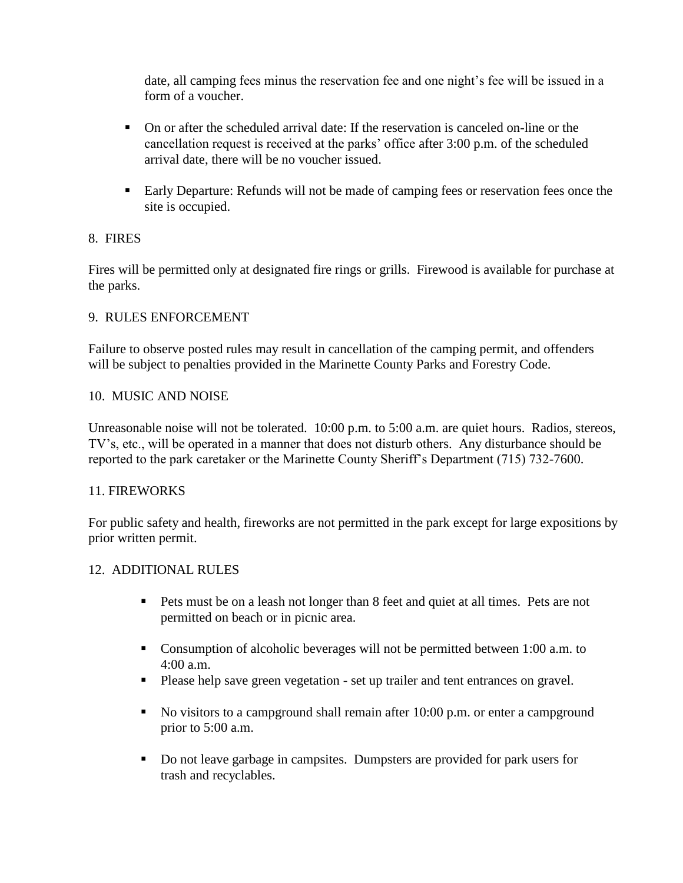date, all camping fees minus the reservation fee and one night's fee will be issued in a form of a voucher.

- On or after the scheduled arrival date: If the reservation is canceled on-line or the cancellation request is received at the parks' office after 3:00 p.m. of the scheduled arrival date, there will be no voucher issued.

- Early Departure: Refunds will not be made of camping fees or reservation fees once the site is occupied.

## 8. FIRES

Fires will be permitted only at designated fire rings or grills. Firewood is available for purchase at the parks.

## 9. RULES ENFORCEMENT

Failure to observe posted rules may result in cancellation of the camping permit, and offenders will be subject to penalties provided in the Marinette County Parks and Forestry Code.

## 10. MUSIC AND NOISE

Unreasonable noise will not be tolerated. 10:00 p.m. to 5:00 a.m. are quiet hours. Radios, stereos, TV's, etc., will be operated in a manner that does not disturb others. Any disturbance should be reported to the park caretaker or the Marinette County Sheriff's Department (715) 732-7600.

## 11. FIREWORKS

For public safety and health, fireworks are not permitted in the park except for large expositions by prior written permit.

## 12. ADDITIONAL RULES

- Pets must be on a leash not longer than 8 feet and quiet at all times. Pets are not permitted on beach or in picnic area.

- Consumption of alcoholic beverages will not be permitted between 1:00 a.m. to 4:00 a.m.
- Please help save green vegetation - set up trailer and tent entrances on gravel.

- No visitors to a campground shall remain after 10:00 p.m. or enter a campground prior to 5:00 a.m.

- Do not leave garbage in campsites. Dumpsters are provided for park users for trash and recyclables.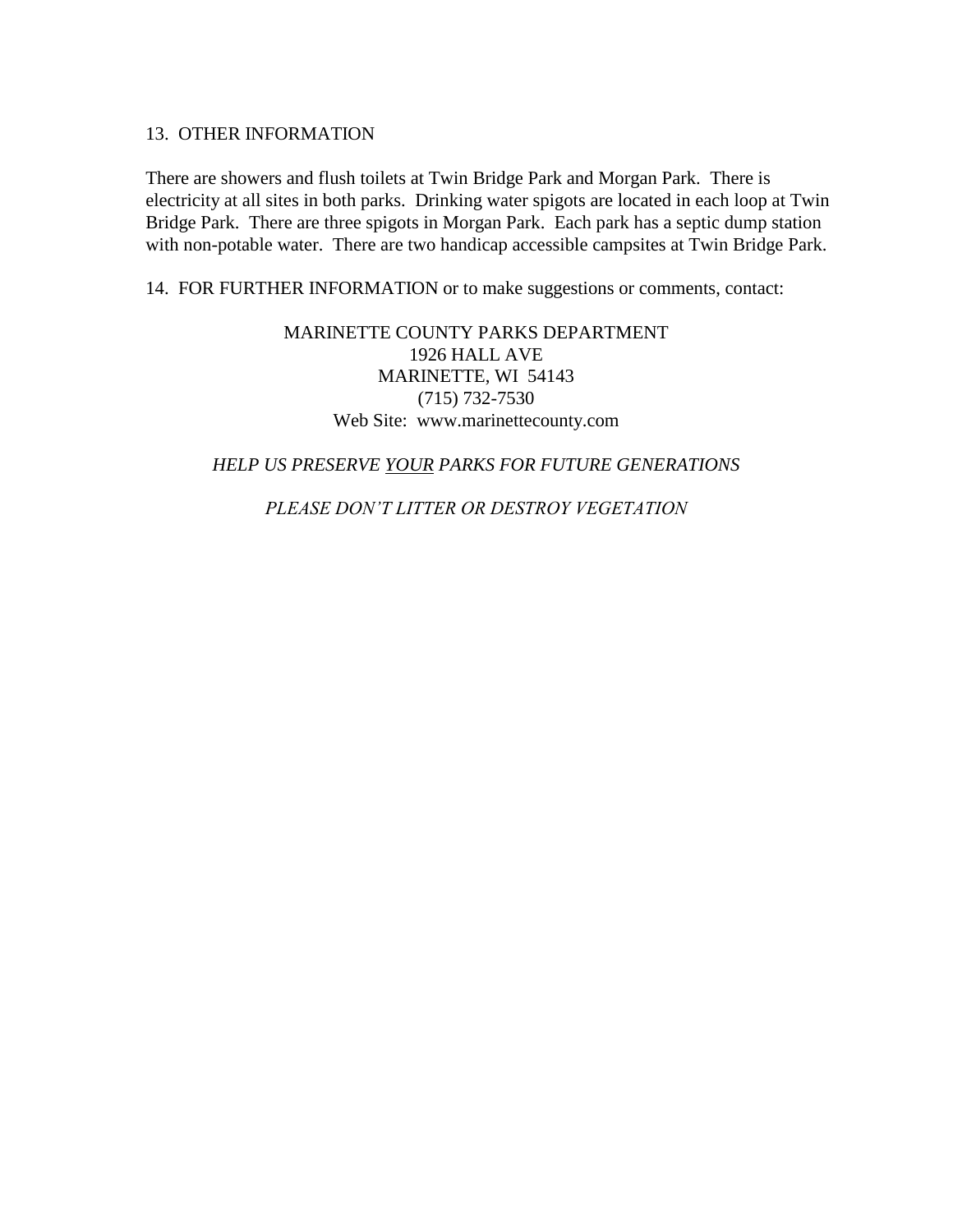13. OTHER INFORMATION

There are showers and flush toilets at Twin Bridge Park and Morgan Park. There is electricity at all sites in both parks. Drinking water spigots are located in each loop at Twin Bridge Park. There are three spigots in Morgan Park. Each park has a septic dump station with non-potable water. There are two handicap accessible campsites at Twin Bridge Park.

14. FOR FURTHER INFORMATION or to make suggestions or comments, contact:

MARINETTE COUNTY PARKS DEPARTMENT
1926 HALL AVE
MARINETTE, WI 54143
(715) 732-7530
Web Site: www.marinettecounty.com

*HELP US PRESERVE <u>YOUR</u> PARKS FOR FUTURE GENERATIONS*

*PLEASE DON'T LITTER OR DESTROY VEGETATION*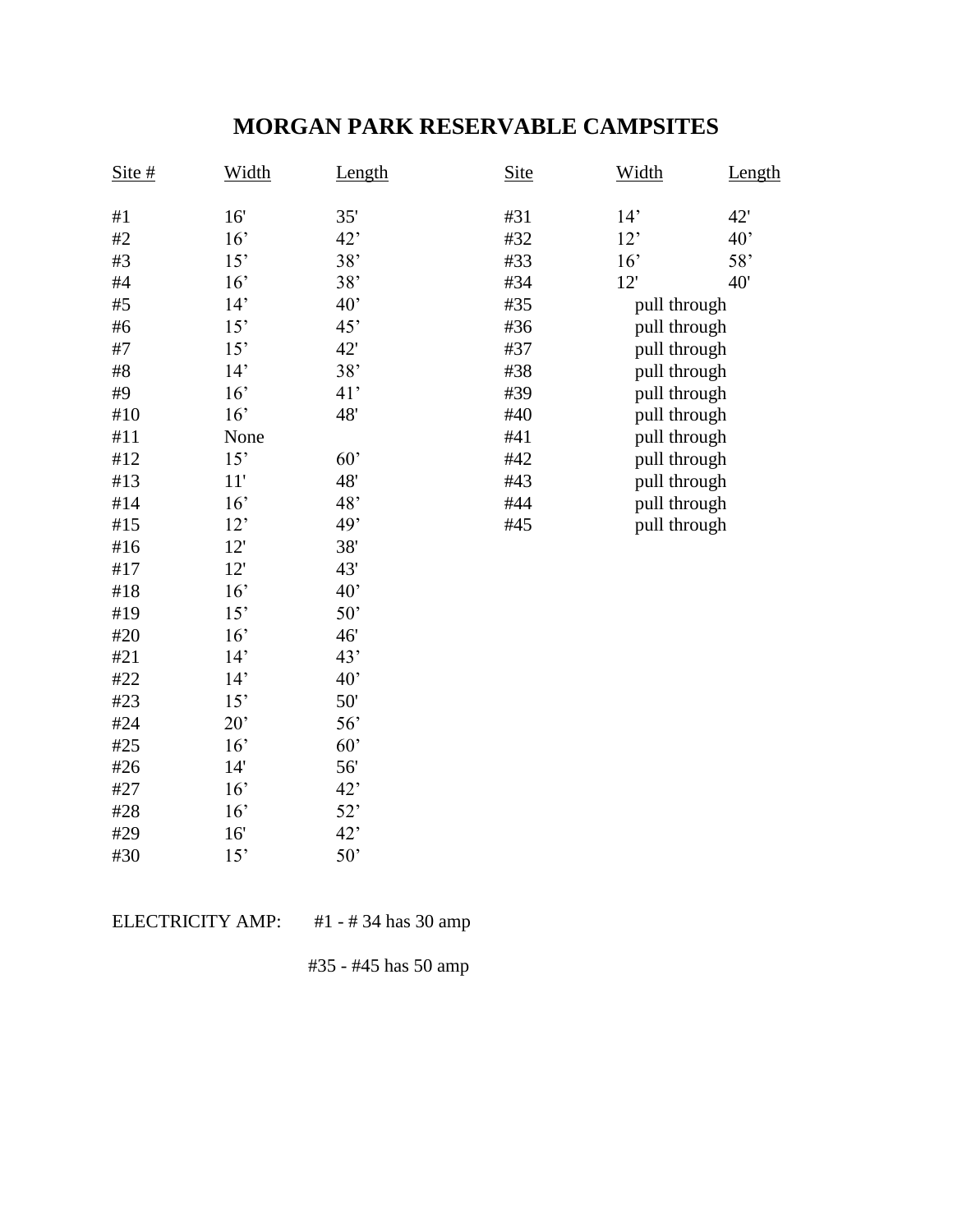# MORGAN PARK RESERVABLE CAMPSITES

| Site # | Width | Length | Site | Width | Length |
|---|---|---|---|---|---|
| #1 | 16' | 35' | #31 | 14' | 42' |
| #2 | 16' | 42' | #32 | 12' | 40' |
| #3 | 15' | 38' | #33 | 16' | 58' |
| #4 | 16' | 38' | #34 | 12' | 40' |
| #5 | 14' | 40' | #35 | pull through | |
| #6 | 15' | 45' | #36 | pull through | |
| #7 | 15' | 42' | #37 | pull through | |
| #8 | 14' | 38' | #38 | pull through | |
| #9 | 16' | 41' | #39 | pull through | |
| #10 | 16' | 48' | #40 | pull through | |
| #11 | None | | #41 | pull through | |
| #12 | 15' | 60' | #42 | pull through | |
| #13 | 11' | 48' | #43 | pull through | |
| #14 | 16' | 48' | #44 | pull through | |
| #15 | 12' | 49' | #45 | pull through | |
| #16 | 12' | 38' | | | |
| #17 | 12' | 43' | | | |
| #18 | 16' | 40' | | | |
| #19 | 15' | 50' | | | |
| #20 | 16' | 46' | | | |
| #21 | 14' | 43' | | | |
| #22 | 14' | 40' | | | |
| #23 | 15' | 50' | | | |
| #24 | 20' | 56' | | | |
| #25 | 16' | 60' | | | |
| #26 | 14' | 56' | | | |
| #27 | 16' | 42' | | | |
| #28 | 16' | 52' | | | |
| #29 | 16' | 42' | | | |
| #30 | 15' | 50' | | | |

ELECTRICITY AMP: #1 - # 34 has 30 amp

#35 - #45 has 50 amp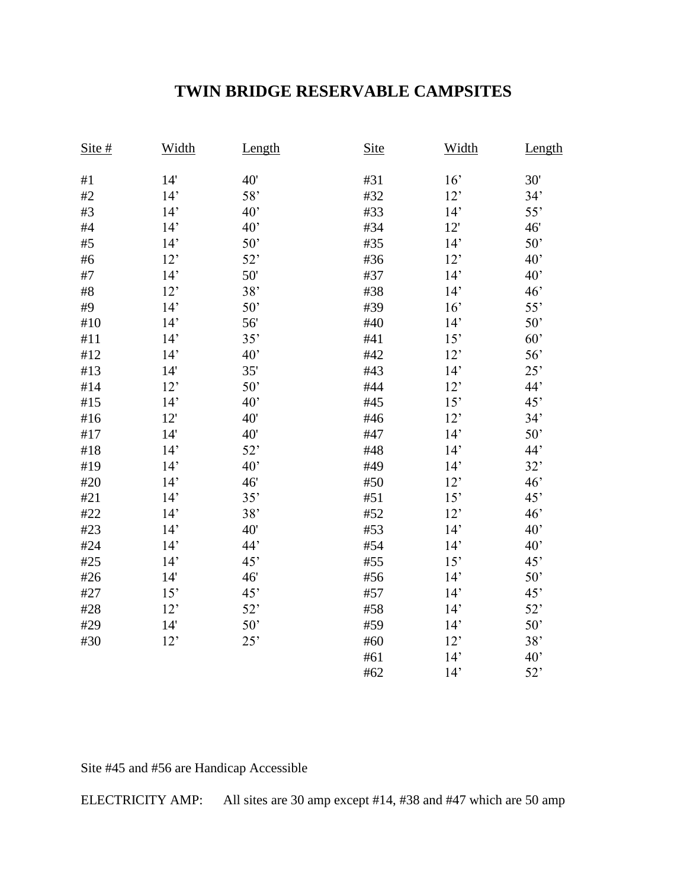# TWIN BRIDGE RESERVABLE CAMPSITES

| Site # | Width | Length | Site | Width | Length |
|---|---|---|---|---|---|
| #1 | 14' | 40' | #31 | 16’ | 30' |
| #2 | 14’ | 58’ | #32 | 12’ | 34’ |
| #3 | 14’ | 40’ | #33 | 14’ | 55’ |
| #4 | 14’ | 40’ | #34 | 12' | 46' |
| #5 | 14’ | 50’ | #35 | 14’ | 50’ |
| #6 | 12’ | 52’ | #36 | 12’ | 40’ |
| #7 | 14’ | 50' | #37 | 14’ | 40’ |
| #8 | 12’ | 38’ | #38 | 14’ | 46’ |
| #9 | 14’ | 50’ | #39 | 16’ | 55’ |
| #10 | 14’ | 56' | #40 | 14’ | 50’ |
| #11 | 14’ | 35’ | #41 | 15’ | 60’ |
| #12 | 14’ | 40’ | #42 | 12’ | 56’ |
| #13 | 14' | 35' | #43 | 14’ | 25’ |
| #14 | 12’ | 50’ | #44 | 12’ | 44’ |
| #15 | 14’ | 40’ | #45 | 15’ | 45’ |
| #16 | 12' | 40' | #46 | 12’ | 34’ |
| #17 | 14' | 40' | #47 | 14’ | 50’ |
| #18 | 14’ | 52’ | #48 | 14’ | 44’ |
| #19 | 14’ | 40’ | #49 | 14’ | 32’ |
| #20 | 14’ | 46' | #50 | 12’ | 46’ |
| #21 | 14’ | 35’ | #51 | 15’ | 45’ |
| #22 | 14’ | 38’ | #52 | 12’ | 46’ |
| #23 | 14’ | 40' | #53 | 14’ | 40’ |
| #24 | 14’ | 44’ | #54 | 14’ | 40’ |
| #25 | 14’ | 45’ | #55 | 15’ | 45’ |
| #26 | 14' | 46' | #56 | 14’ | 50’ |
| #27 | 15’ | 45’ | #57 | 14’ | 45’ |
| #28 | 12’ | 52’ | #58 | 14’ | 52’ |
| #29 | 14' | 50’ | #59 | 14’ | 50’ |
| #30 | 12’ | 25’ | #60 | 12’ | 38’ |
| | | | #61 | 14’ | 40’ |
| | | | #62 | 14’ | 52’ |

Site #45 and #56 are Handicap Accessible

ELECTRICITY AMP: All sites are 30 amp except #14, #38 and #47 which are 50 amp